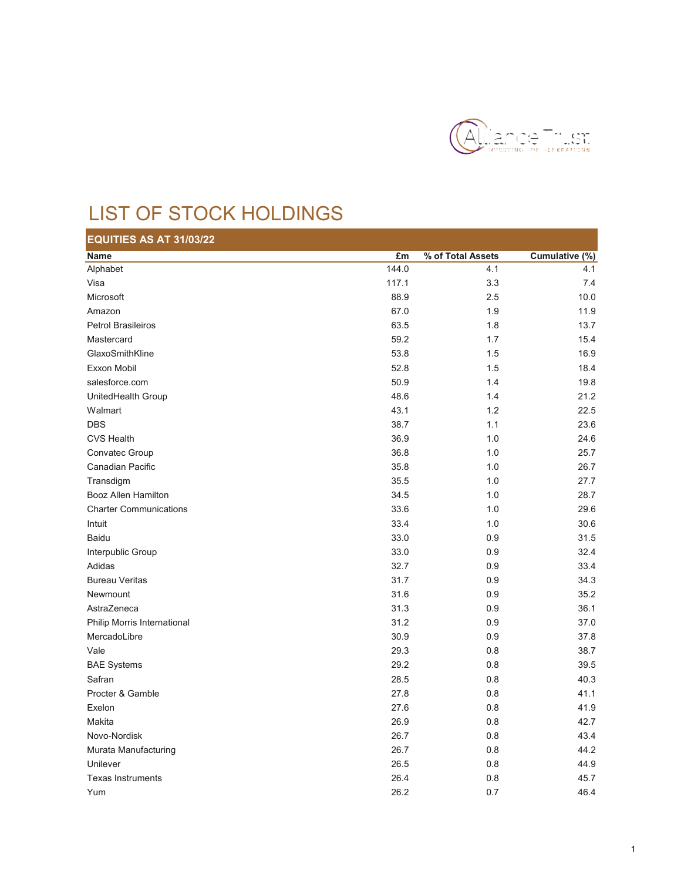# LIST OF STOCK HOLDINGS

## EQUITIES AS AT 31/03/22

| Name | £m | % of Total Assets | Cumulative (%) |
|---|---|---|---|
| Alphabet | 144.0 | 4.1 | 4.1 |
| Visa | 117.1 | 3.3 | 7.4 |
| Microsoft | 88.9 | 2.5 | 10.0 |
| Amazon | 67.0 | 1.9 | 11.9 |
| Petrol Brasileiros | 63.5 | 1.8 | 13.7 |
| Mastercard | 59.2 | 1.7 | 15.4 |
| GlaxoSmithKline | 53.8 | 1.5 | 16.9 |
| Exxon Mobil | 52.8 | 1.5 | 18.4 |
| salesforce.com | 50.9 | 1.4 | 19.8 |
| UnitedHealth Group | 48.6 | 1.4 | 21.2 |
| Walmart | 43.1 | 1.2 | 22.5 |
| DBS | 38.7 | 1.1 | 23.6 |
| CVS Health | 36.9 | 1.0 | 24.6 |
| Convatec Group | 36.8 | 1.0 | 25.7 |
| Canadian Pacific | 35.8 | 1.0 | 26.7 |
| Transdigm | 35.5 | 1.0 | 27.7 |
| Booz Allen Hamilton | 34.5 | 1.0 | 28.7 |
| Charter Communications | 33.6 | 1.0 | 29.6 |
| Intuit | 33.4 | 1.0 | 30.6 |
| Baidu | 33.0 | 0.9 | 31.5 |
| Interpublic Group | 33.0 | 0.9 | 32.4 |
| Adidas | 32.7 | 0.9 | 33.4 |
| Bureau Veritas | 31.7 | 0.9 | 34.3 |
| Newmount | 31.6 | 0.9 | 35.2 |
| AstraZeneca | 31.3 | 0.9 | 36.1 |
| Philip Morris International | 31.2 | 0.9 | 37.0 |
| MercadoLibre | 30.9 | 0.9 | 37.8 |
| Vale | 29.3 | 0.8 | 38.7 |
| BAE Systems | 29.2 | 0.8 | 39.5 |
| Safran | 28.5 | 0.8 | 40.3 |
| Procter & Gamble | 27.8 | 0.8 | 41.1 |
| Exelon | 27.6 | 0.8 | 41.9 |
| Makita | 26.9 | 0.8 | 42.7 |
| Novo-Nordisk | 26.7 | 0.8 | 43.4 |
| Murata Manufacturing | 26.7 | 0.8 | 44.2 |
| Unilever | 26.5 | 0.8 | 44.9 |
| Texas Instruments | 26.4 | 0.8 | 45.7 |
| Yum | 26.2 | 0.7 | 46.4 |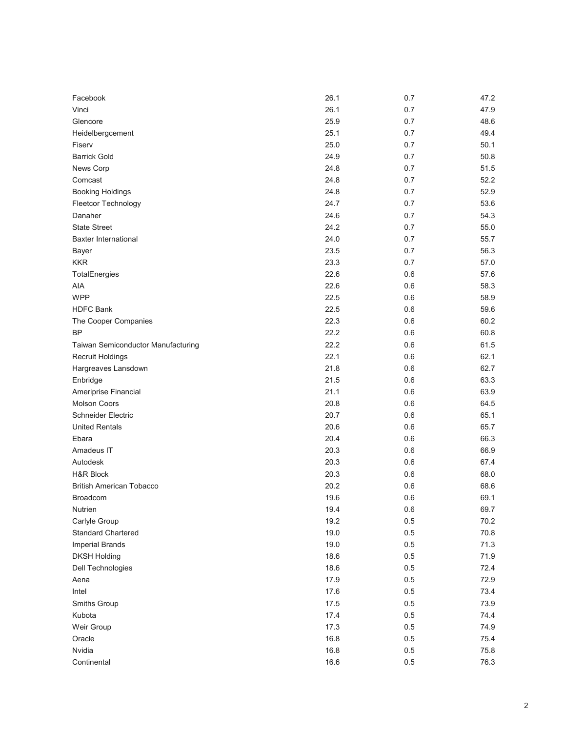| | | | |
|---|---|---|---|
| Facebook | 26.1 | 0.7 | 47.2 |
| Vinci | 26.1 | 0.7 | 47.9 |
| Glencore | 25.9 | 0.7 | 48.6 |
| Heidelbergcement | 25.1 | 0.7 | 49.4 |
| Fiserv | 25.0 | 0.7 | 50.1 |
| Barrick Gold | 24.9 | 0.7 | 50.8 |
| News Corp | 24.8 | 0.7 | 51.5 |
| Comcast | 24.8 | 0.7 | 52.2 |
| Booking Holdings | 24.8 | 0.7 | 52.9 |
| Fleetcor Technology | 24.7 | 0.7 | 53.6 |
| Danaher | 24.6 | 0.7 | 54.3 |
| State Street | 24.2 | 0.7 | 55.0 |
| Baxter International | 24.0 | 0.7 | 55.7 |
| Bayer | 23.5 | 0.7 | 56.3 |
| KKR | 23.3 | 0.7 | 57.0 |
| TotalEnergies | 22.6 | 0.6 | 57.6 |
| AIA | 22.6 | 0.6 | 58.3 |
| WPP | 22.5 | 0.6 | 58.9 |
| HDFC Bank | 22.5 | 0.6 | 59.6 |
| The Cooper Companies | 22.3 | 0.6 | 60.2 |
| BP | 22.2 | 0.6 | 60.8 |
| Taiwan Semiconductor Manufacturing | 22.2 | 0.6 | 61.5 |
| Recruit Holdings | 22.1 | 0.6 | 62.1 |
| Hargreaves Lansdown | 21.8 | 0.6 | 62.7 |
| Enbridge | 21.5 | 0.6 | 63.3 |
| Ameriprise Financial | 21.1 | 0.6 | 63.9 |
| Molson Coors | 20.8 | 0.6 | 64.5 |
| Schneider Electric | 20.7 | 0.6 | 65.1 |
| United Rentals | 20.6 | 0.6 | 65.7 |
| Ebara | 20.4 | 0.6 | 66.3 |
| Amadeus IT | 20.3 | 0.6 | 66.9 |
| Autodesk | 20.3 | 0.6 | 67.4 |
| H&R Block | 20.3 | 0.6 | 68.0 |
| British American Tobacco | 20.2 | 0.6 | 68.6 |
| Broadcom | 19.6 | 0.6 | 69.1 |
| Nutrien | 19.4 | 0.6 | 69.7 |
| Carlyle Group | 19.2 | 0.5 | 70.2 |
| Standard Chartered | 19.0 | 0.5 | 70.8 |
| Imperial Brands | 19.0 | 0.5 | 71.3 |
| DKSH Holding | 18.6 | 0.5 | 71.9 |
| Dell Technologies | 18.6 | 0.5 | 72.4 |
| Aena | 17.9 | 0.5 | 72.9 |
| Intel | 17.6 | 0.5 | 73.4 |
| Smiths Group | 17.5 | 0.5 | 73.9 |
| Kubota | 17.4 | 0.5 | 74.4 |
| Weir Group | 17.3 | 0.5 | 74.9 |
| Oracle | 16.8 | 0.5 | 75.4 |
| Nvidia | 16.8 | 0.5 | 75.8 |
| Continental | 16.6 | 0.5 | 76.3 |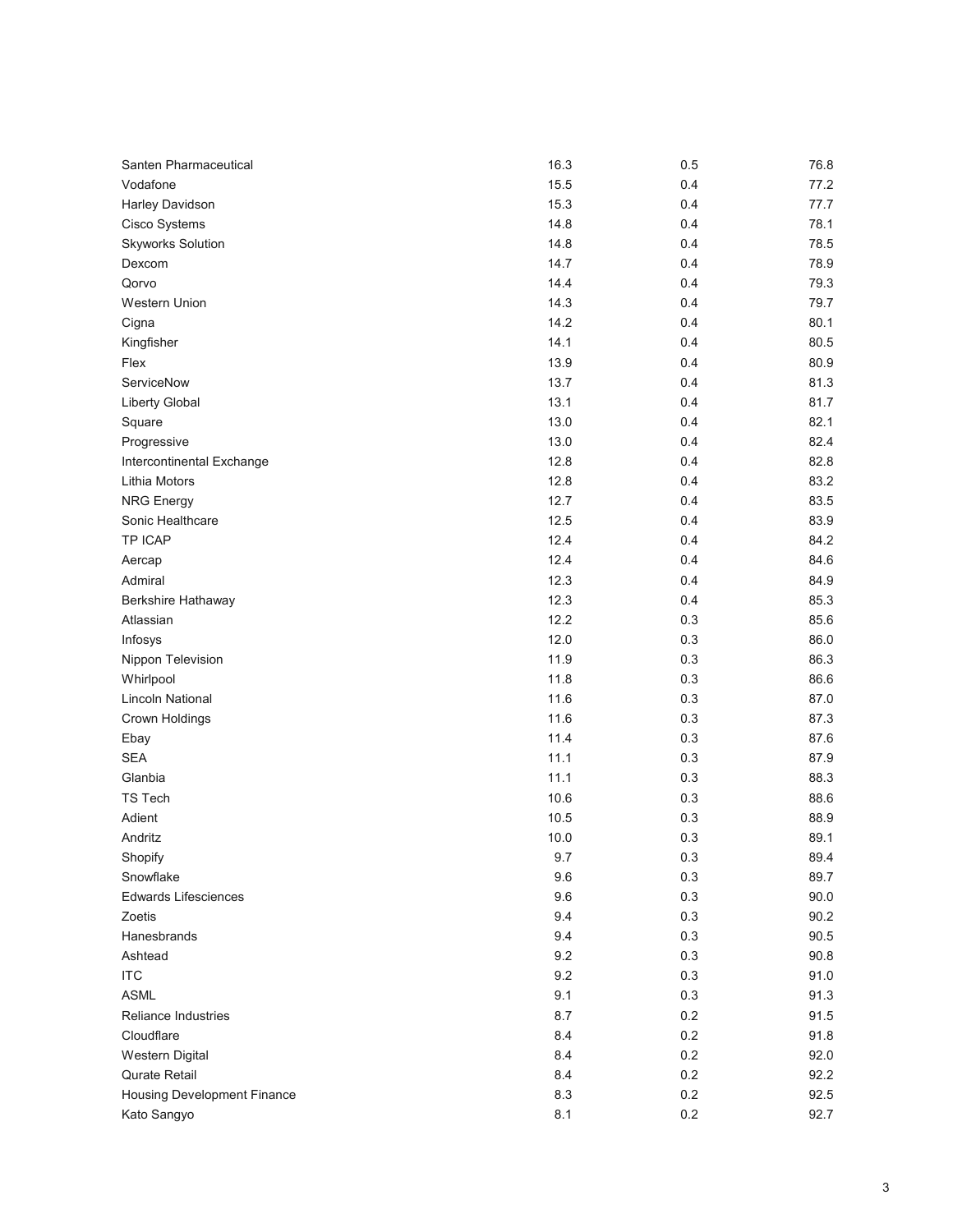| | | | |
|---|---|---|---|
| Santen Pharmaceutical | 16.3 | 0.5 | 76.8 |
| Vodafone | 15.5 | 0.4 | 77.2 |
| Harley Davidson | 15.3 | 0.4 | 77.7 |
| Cisco Systems | 14.8 | 0.4 | 78.1 |
| Skyworks Solution | 14.8 | 0.4 | 78.5 |
| Dexcom | 14.7 | 0.4 | 78.9 |
| Qorvo | 14.4 | 0.4 | 79.3 |
| Western Union | 14.3 | 0.4 | 79.7 |
| Cigna | 14.2 | 0.4 | 80.1 |
| Kingfisher | 14.1 | 0.4 | 80.5 |
| Flex | 13.9 | 0.4 | 80.9 |
| ServiceNow | 13.7 | 0.4 | 81.3 |
| Liberty Global | 13.1 | 0.4 | 81.7 |
| Square | 13.0 | 0.4 | 82.1 |
| Progressive | 13.0 | 0.4 | 82.4 |
| Intercontinental Exchange | 12.8 | 0.4 | 82.8 |
| Lithia Motors | 12.8 | 0.4 | 83.2 |
| NRG Energy | 12.7 | 0.4 | 83.5 |
| Sonic Healthcare | 12.5 | 0.4 | 83.9 |
| TP ICAP | 12.4 | 0.4 | 84.2 |
| Aercap | 12.4 | 0.4 | 84.6 |
| Admiral | 12.3 | 0.4 | 84.9 |
| Berkshire Hathaway | 12.3 | 0.4 | 85.3 |
| Atlassian | 12.2 | 0.3 | 85.6 |
| Infosys | 12.0 | 0.3 | 86.0 |
| Nippon Television | 11.9 | 0.3 | 86.3 |
| Whirlpool | 11.8 | 0.3 | 86.6 |
| Lincoln National | 11.6 | 0.3 | 87.0 |
| Crown Holdings | 11.6 | 0.3 | 87.3 |
| Ebay | 11.4 | 0.3 | 87.6 |
| SEA | 11.1 | 0.3 | 87.9 |
| Glanbia | 11.1 | 0.3 | 88.3 |
| TS Tech | 10.6 | 0.3 | 88.6 |
| Adient | 10.5 | 0.3 | 88.9 |
| Andritz | 10.0 | 0.3 | 89.1 |
| Shopify | 9.7 | 0.3 | 89.4 |
| Snowflake | 9.6 | 0.3 | 89.7 |
| Edwards Lifesciences | 9.6 | 0.3 | 90.0 |
| Zoetis | 9.4 | 0.3 | 90.2 |
| Hanesbrands | 9.4 | 0.3 | 90.5 |
| Ashtead | 9.2 | 0.3 | 90.8 |
| ITC | 9.2 | 0.3 | 91.0 |
| ASML | 9.1 | 0.3 | 91.3 |
| Reliance Industries | 8.7 | 0.2 | 91.5 |
| Cloudflare | 8.4 | 0.2 | 91.8 |
| Western Digital | 8.4 | 0.2 | 92.0 |
| Qurate Retail | 8.4 | 0.2 | 92.2 |
| Housing Development Finance | 8.3 | 0.2 | 92.5 |
| Kato Sangyo | 8.1 | 0.2 | 92.7 |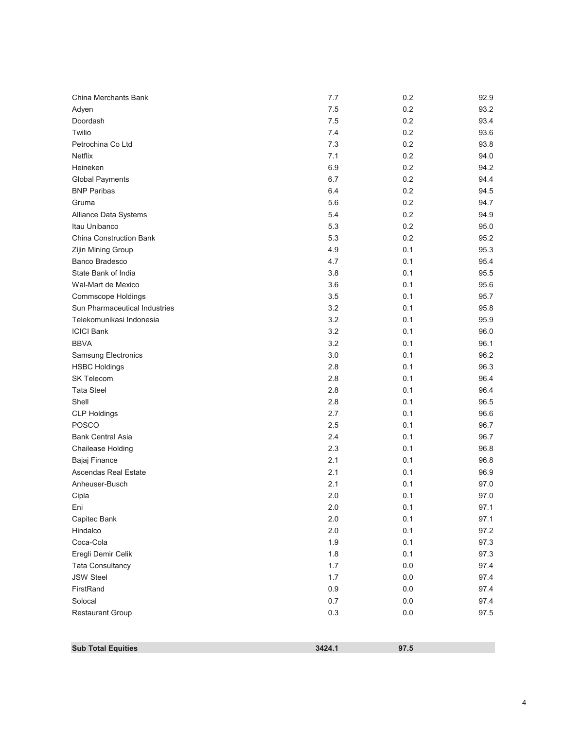| | | | |
|---|---|---|---|
| China Merchants Bank | 7.7 | 0.2 | 92.9 |
| Adyen | 7.5 | 0.2 | 93.2 |
| Doordash | 7.5 | 0.2 | 93.4 |
| Twilio | 7.4 | 0.2 | 93.6 |
| Petrochina Co Ltd | 7.3 | 0.2 | 93.8 |
| Netflix | 7.1 | 0.2 | 94.0 |
| Heineken | 6.9 | 0.2 | 94.2 |
| Global Payments | 6.7 | 0.2 | 94.4 |
| BNP Paribas | 6.4 | 0.2 | 94.5 |
| Gruma | 5.6 | 0.2 | 94.7 |
| Alliance Data Systems | 5.4 | 0.2 | 94.9 |
| Itau Unibanco | 5.3 | 0.2 | 95.0 |
| China Construction Bank | 5.3 | 0.2 | 95.2 |
| Zijin Mining Group | 4.9 | 0.1 | 95.3 |
| Banco Bradesco | 4.7 | 0.1 | 95.4 |
| State Bank of India | 3.8 | 0.1 | 95.5 |
| Wal-Mart de Mexico | 3.6 | 0.1 | 95.6 |
| Commscope Holdings | 3.5 | 0.1 | 95.7 |
| Sun Pharmaceutical Industries | 3.2 | 0.1 | 95.8 |
| Telekomunikasi Indonesia | 3.2 | 0.1 | 95.9 |
| ICICI Bank | 3.2 | 0.1 | 96.0 |
| BBVA | 3.2 | 0.1 | 96.1 |
| Samsung Electronics | 3.0 | 0.1 | 96.2 |
| HSBC Holdings | 2.8 | 0.1 | 96.3 |
| SK Telecom | 2.8 | 0.1 | 96.4 |
| Tata Steel | 2.8 | 0.1 | 96.4 |
| Shell | 2.8 | 0.1 | 96.5 |
| CLP Holdings | 2.7 | 0.1 | 96.6 |
| POSCO | 2.5 | 0.1 | 96.7 |
| Bank Central Asia | 2.4 | 0.1 | 96.7 |
| Chailease Holding | 2.3 | 0.1 | 96.8 |
| Bajaj Finance | 2.1 | 0.1 | 96.8 |
| Ascendas Real Estate | 2.1 | 0.1 | 96.9 |
| Anheuser-Busch | 2.1 | 0.1 | 97.0 |
| Cipla | 2.0 | 0.1 | 97.0 |
| Eni | 2.0 | 0.1 | 97.1 |
| Capitec Bank | 2.0 | 0.1 | 97.1 |
| Hindalco | 2.0 | 0.1 | 97.2 |
| Coca-Cola | 1.9 | 0.1 | 97.3 |
| Eregli Demir Celik | 1.8 | 0.1 | 97.3 |
| Tata Consultancy | 1.7 | 0.0 | 97.4 |
| JSW Steel | 1.7 | 0.0 | 97.4 |
| FirstRand | 0.9 | 0.0 | 97.4 |
| Solocal | 0.7 | 0.0 | 97.4 |
| Restaurant Group | 0.3 | 0.0 | 97.5 |
| **Sub Total Equities** | **3424.1** | **97.5** | |